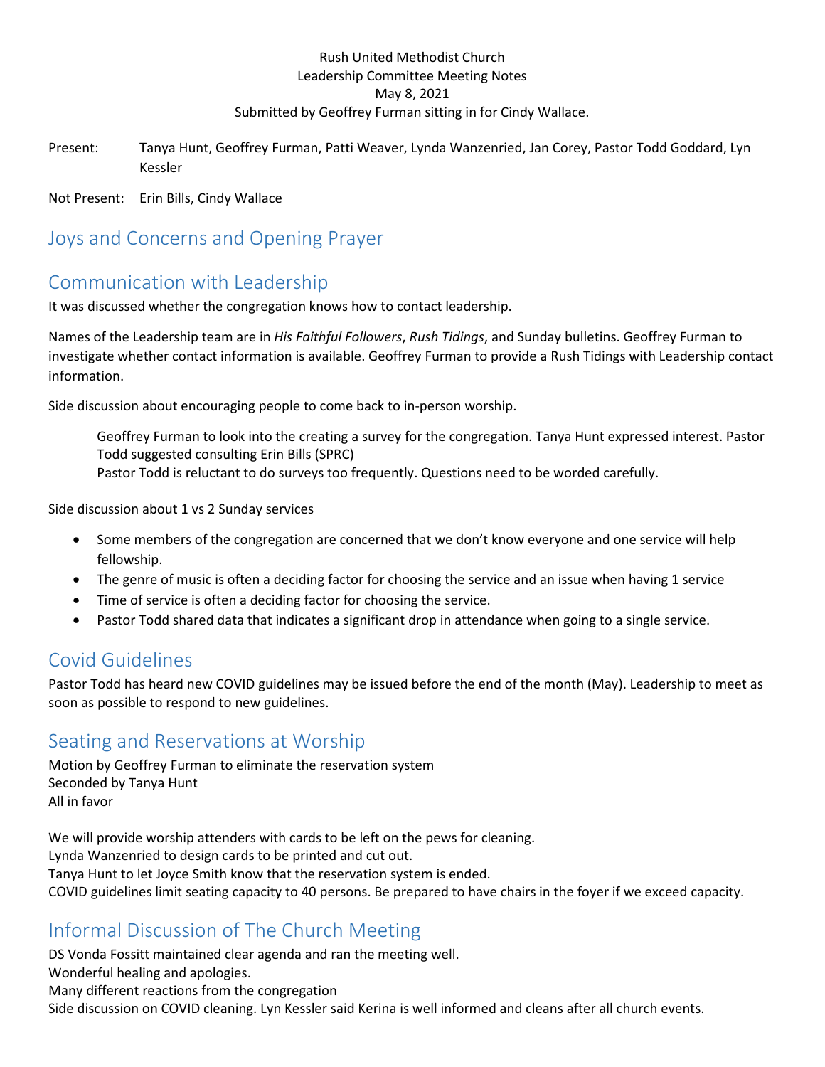Rush United Methodist Church
Leadership Committee Meeting Notes
May 8, 2021
Submitted by Geoffrey Furman sitting in for Cindy Wallace.

Present: Tanya Hunt, Geoffrey Furman, Patti Weaver, Lynda Wanzenried, Jan Corey, Pastor Todd Goddard, Lyn Kessler

Not Present: Erin Bills, Cindy Wallace

## Joys and Concerns and Opening Prayer

## Communication with Leadership

It was discussed whether the congregation knows how to contact leadership.

Names of the Leadership team are in *His Faithful Followers*, *Rush Tidings*, and Sunday bulletins. Geoffrey Furman to investigate whether contact information is available. Geoffrey Furman to provide a Rush Tidings with Leadership contact information.

Side discussion about encouraging people to come back to in-person worship.

> Geoffrey Furman to look into the creating a survey for the congregation. Tanya Hunt expressed interest. Pastor Todd suggested consulting Erin Bills (SPRC)
> Pastor Todd is reluctant to do surveys too frequently. Questions need to be worded carefully.

Side discussion about 1 vs 2 Sunday services

- Some members of the congregation are concerned that we don't know everyone and one service will help fellowship.
- The genre of music is often a deciding factor for choosing the service and an issue when having 1 service
- Time of service is often a deciding factor for choosing the service.
- Pastor Todd shared data that indicates a significant drop in attendance when going to a single service.

## Covid Guidelines

Pastor Todd has heard new COVID guidelines may be issued before the end of the month (May). Leadership to meet as soon as possible to respond to new guidelines.

## Seating and Reservations at Worship

Motion by Geoffrey Furman to eliminate the reservation system
Seconded by Tanya Hunt
All in favor

We will provide worship attenders with cards to be left on the pews for cleaning.
Lynda Wanzenried to design cards to be printed and cut out.
Tanya Hunt to let Joyce Smith know that the reservation system is ended.
COVID guidelines limit seating capacity to 40 persons. Be prepared to have chairs in the foyer if we exceed capacity.

## Informal Discussion of The Church Meeting

DS Vonda Fossitt maintained clear agenda and ran the meeting well.
Wonderful healing and apologies.
Many different reactions from the congregation
Side discussion on COVID cleaning. Lyn Kessler said Kerina is well informed and cleans after all church events.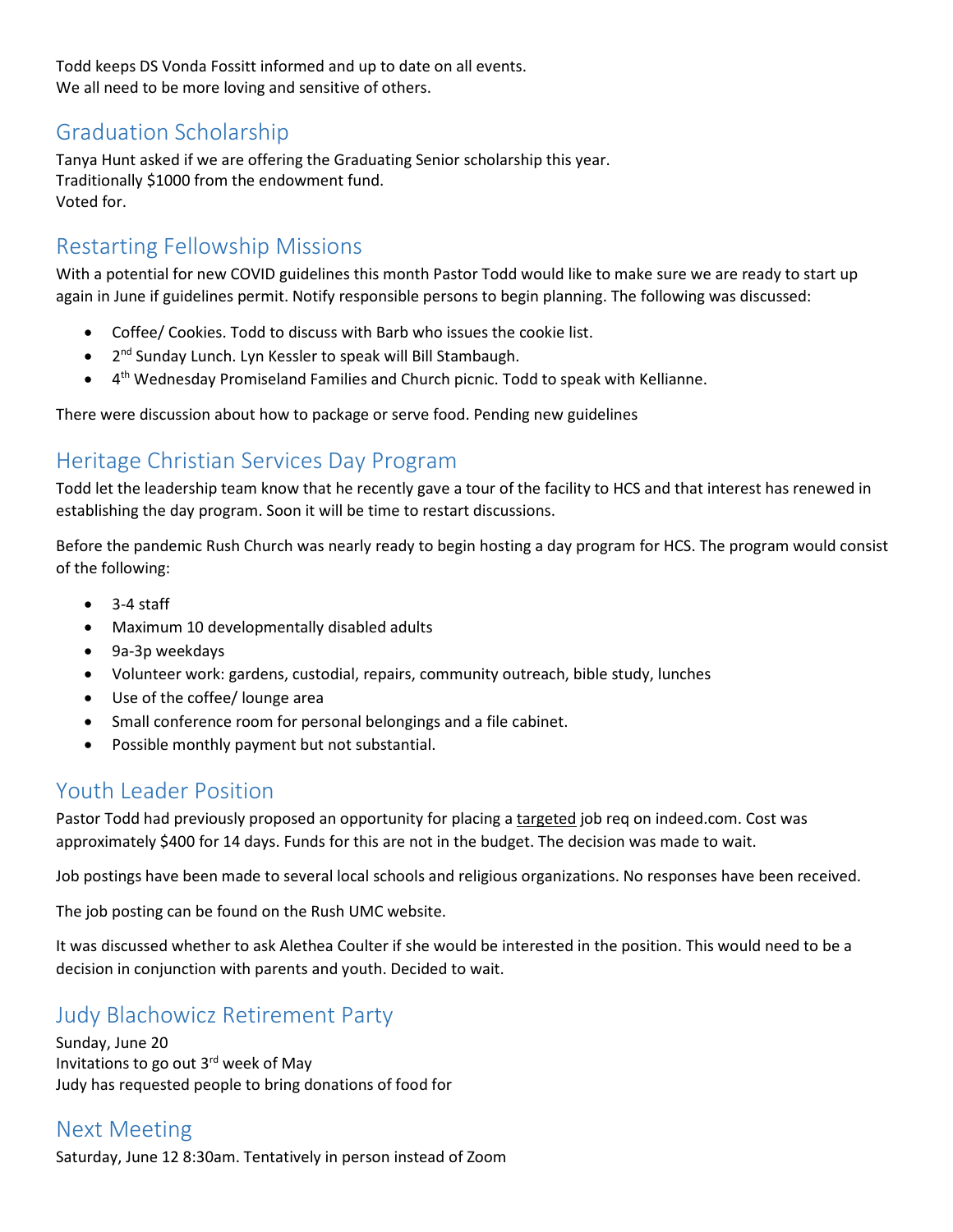Todd keeps DS Vonda Fossitt informed and up to date on all events.
We all need to be more loving and sensitive of others.

## Graduation Scholarship

Tanya Hunt asked if we are offering the Graduating Senior scholarship this year.
Traditionally $1000 from the endowment fund.
Voted for.

## Restarting Fellowship Missions

With a potential for new COVID guidelines this month Pastor Todd would like to make sure we are ready to start up again in June if guidelines permit. Notify responsible persons to begin planning. The following was discussed:

- Coffee/ Cookies. Todd to discuss with Barb who issues the cookie list.
- 2nd Sunday Lunch. Lyn Kessler to speak will Bill Stambaugh.
- 4th Wednesday Promiseland Families and Church picnic. Todd to speak with Kellianne.

There were discussion about how to package or serve food. Pending new guidelines

## Heritage Christian Services Day Program

Todd let the leadership team know that he recently gave a tour of the facility to HCS and that interest has renewed in establishing the day program. Soon it will be time to restart discussions.

Before the pandemic Rush Church was nearly ready to begin hosting a day program for HCS. The program would consist of the following:

- 3-4 staff
- Maximum 10 developmentally disabled adults
- 9a-3p weekdays
- Volunteer work: gardens, custodial, repairs, community outreach, bible study, lunches
- Use of the coffee/ lounge area
- Small conference room for personal belongings and a file cabinet.
- Possible monthly payment but not substantial.

## Youth Leader Position

Pastor Todd had previously proposed an opportunity for placing a targeted job req on indeed.com. Cost was approximately $400 for 14 days. Funds for this are not in the budget. The decision was made to wait.

Job postings have been made to several local schools and religious organizations. No responses have been received.

The job posting can be found on the Rush UMC website.

It was discussed whether to ask Alethea Coulter if she would be interested in the position. This would need to be a decision in conjunction with parents and youth. Decided to wait.

## Judy Blachowicz Retirement Party

Sunday, June 20
Invitations to go out 3rd week of May
Judy has requested people to bring donations of food for

## Next Meeting

Saturday, June 12 8:30am. Tentatively in person instead of Zoom